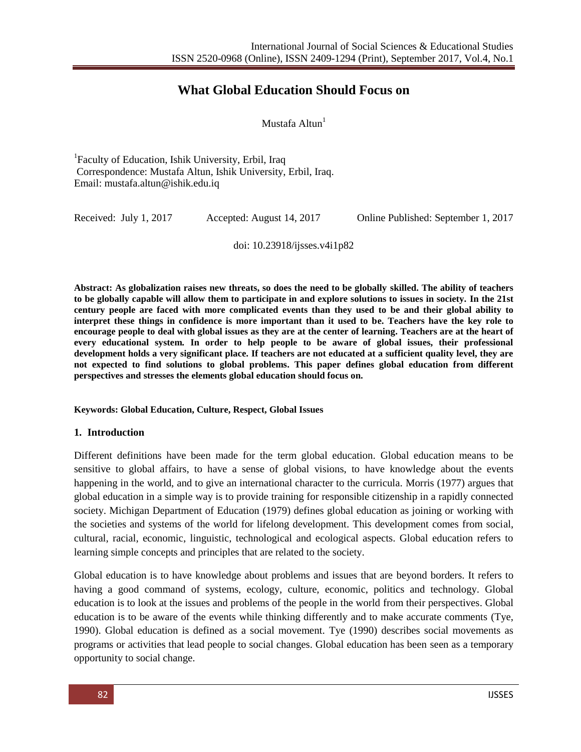# What Global Education Should Focus on

Mustafa Altun[1]

[1]Faculty of Education, Ishik University, Erbil, Iraq
Correspondence: Mustafa Altun, Ishik University, Erbil, Iraq.
Email: mustafa.altun@ishik.edu.iq

Received: July 1, 2017 Accepted: August 14, 2017 Online Published: September 1, 2017

doi: 10.23918/ijsses.v4i1p82

**Abstract: As globalization raises new threats, so does the need to be globally skilled. The ability of teachers to be globally capable will allow them to participate in and explore solutions to issues in society. In the 21st century people are faced with more complicated events than they used to be and their global ability to interpret these things in confidence is more important than it used to be. Teachers have the key role to encourage people to deal with global issues as they are at the center of learning. Teachers are at the heart of every educational system. In order to help people to be aware of global issues, their professional development holds a very significant place. If teachers are not educated at a sufficient quality level, they are not expected to find solutions to global problems. This paper defines global education from different perspectives and stresses the elements global education should focus on.**

**Keywords: Global Education, Culture, Respect, Global Issues**

## 1. Introduction

Different definitions have been made for the term global education. Global education means to be sensitive to global affairs, to have a sense of global visions, to have knowledge about the events happening in the world, and to give an international character to the curricula. Morris (1977) argues that global education in a simple way is to provide training for responsible citizenship in a rapidly connected society. Michigan Department of Education (1979) defines global education as joining or working with the societies and systems of the world for lifelong development. This development comes from social, cultural, racial, economic, linguistic, technological and ecological aspects. Global education refers to learning simple concepts and principles that are related to the society.

Global education is to have knowledge about problems and issues that are beyond borders. It refers to having a good command of systems, ecology, culture, economic, politics and technology. Global education is to look at the issues and problems of the people in the world from their perspectives. Global education is to be aware of the events while thinking differently and to make accurate comments (Tye, 1990). Global education is defined as a social movement. Tye (1990) describes social movements as programs or activities that lead people to social changes. Global education has been seen as a temporary opportunity to social change.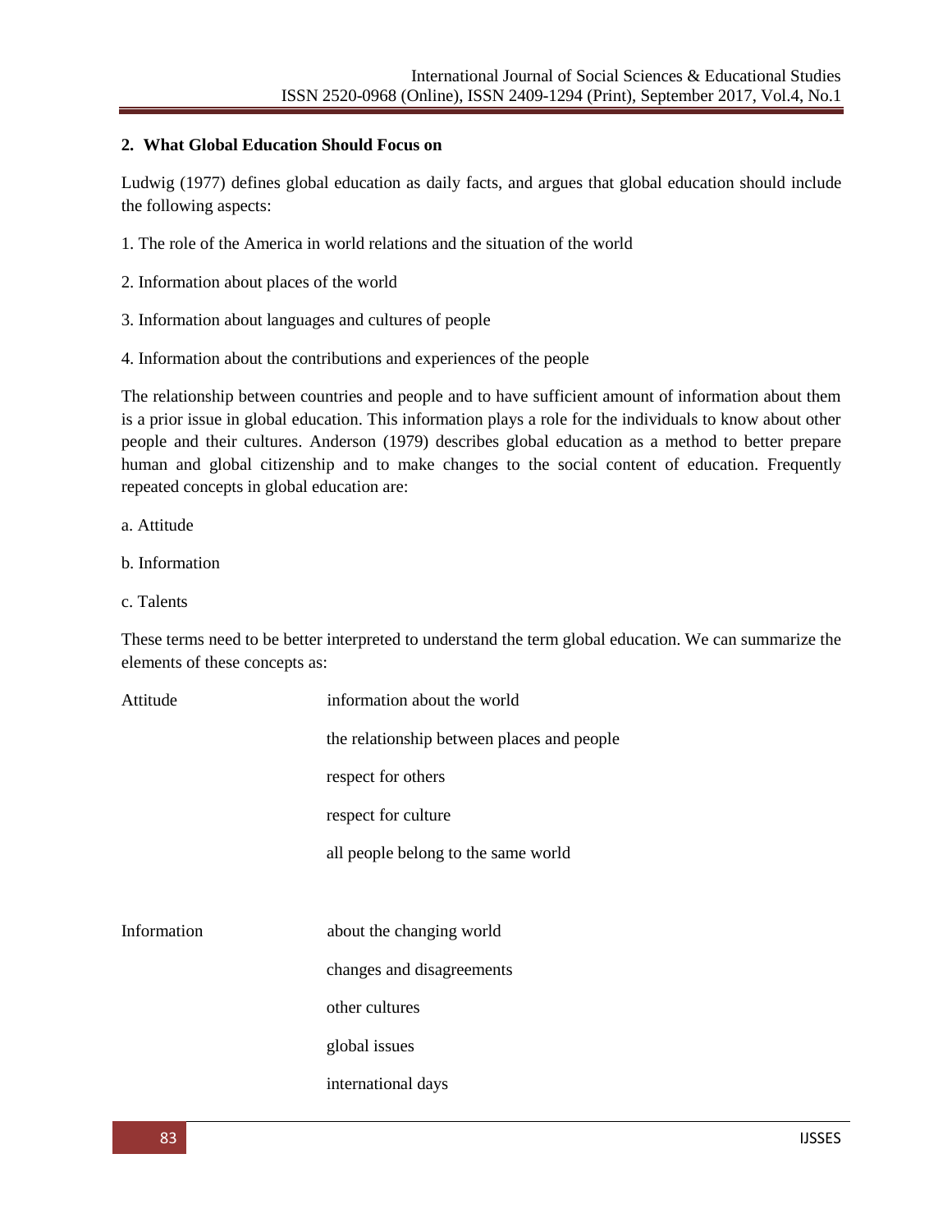## 2. What Global Education Should Focus on

Ludwig (1977) defines global education as daily facts, and argues that global education should include the following aspects:

1. The role of the America in world relations and the situation of the world

2. Information about places of the world

3. Information about languages and cultures of people

4. Information about the contributions and experiences of the people

The relationship between countries and people and to have sufficient amount of information about them is a prior issue in global education. This information plays a role for the individuals to know about other people and their cultures. Anderson (1979) describes global education as a method to better prepare human and global citizenship and to make changes to the social content of education. Frequently repeated concepts in global education are:

a. Attitude

b. Information

c. Talents

These terms need to be better interpreted to understand the term global education. We can summarize the elements of these concepts as:

| | |
|---|---|
| Attitude | information about the world |
| | the relationship between places and people |
| | respect for others |
| | respect for culture |
| | all people belong to the same world |
| Information | about the changing world |
| | changes and disagreements |
| | other cultures |
| | global issues |
| | international days |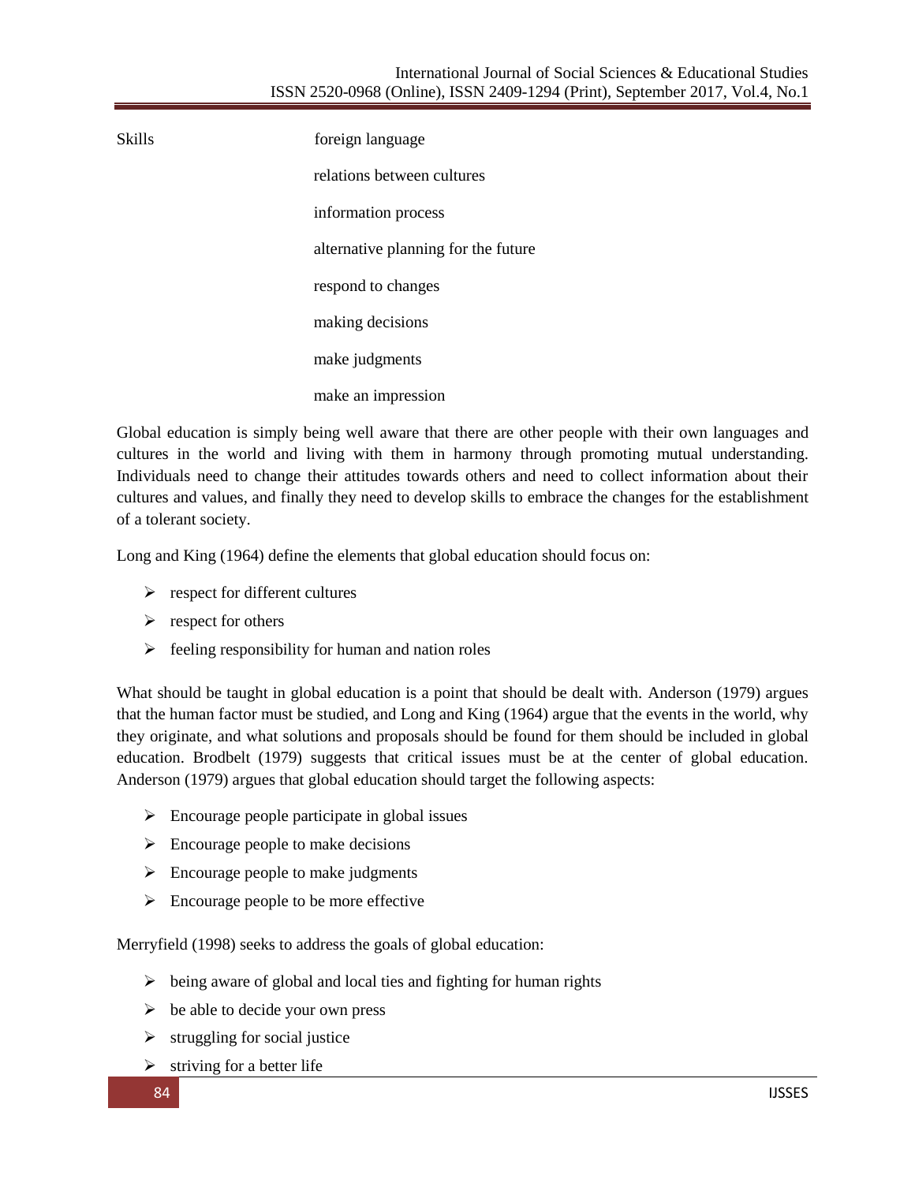| Skills | foreign language |
| --- | --- |
| | relations between cultures |
| | information process |
| | alternative planning for the future |
| | respond to changes |
| | making decisions |
| | make judgments |
| | make an impression |

Global education is simply being well aware that there are other people with their own languages and cultures in the world and living with them in harmony through promoting mutual understanding. Individuals need to change their attitudes towards others and need to collect information about their cultures and values, and finally they need to develop skills to embrace the changes for the establishment of a tolerant society.

Long and King (1964) define the elements that global education should focus on:

- respect for different cultures
- respect for others
- feeling responsibility for human and nation roles

What should be taught in global education is a point that should be dealt with. Anderson (1979) argues that the human factor must be studied, and Long and King (1964) argue that the events in the world, why they originate, and what solutions and proposals should be found for them should be included in global education. Brodbelt (1979) suggests that critical issues must be at the center of global education. Anderson (1979) argues that global education should target the following aspects:

- Encourage people participate in global issues
- Encourage people to make decisions
- Encourage people to make judgments
- Encourage people to be more effective

Merryfield (1998) seeks to address the goals of global education:

- being aware of global and local ties and fighting for human rights
- be able to decide your own press
- struggling for social justice
- striving for a better life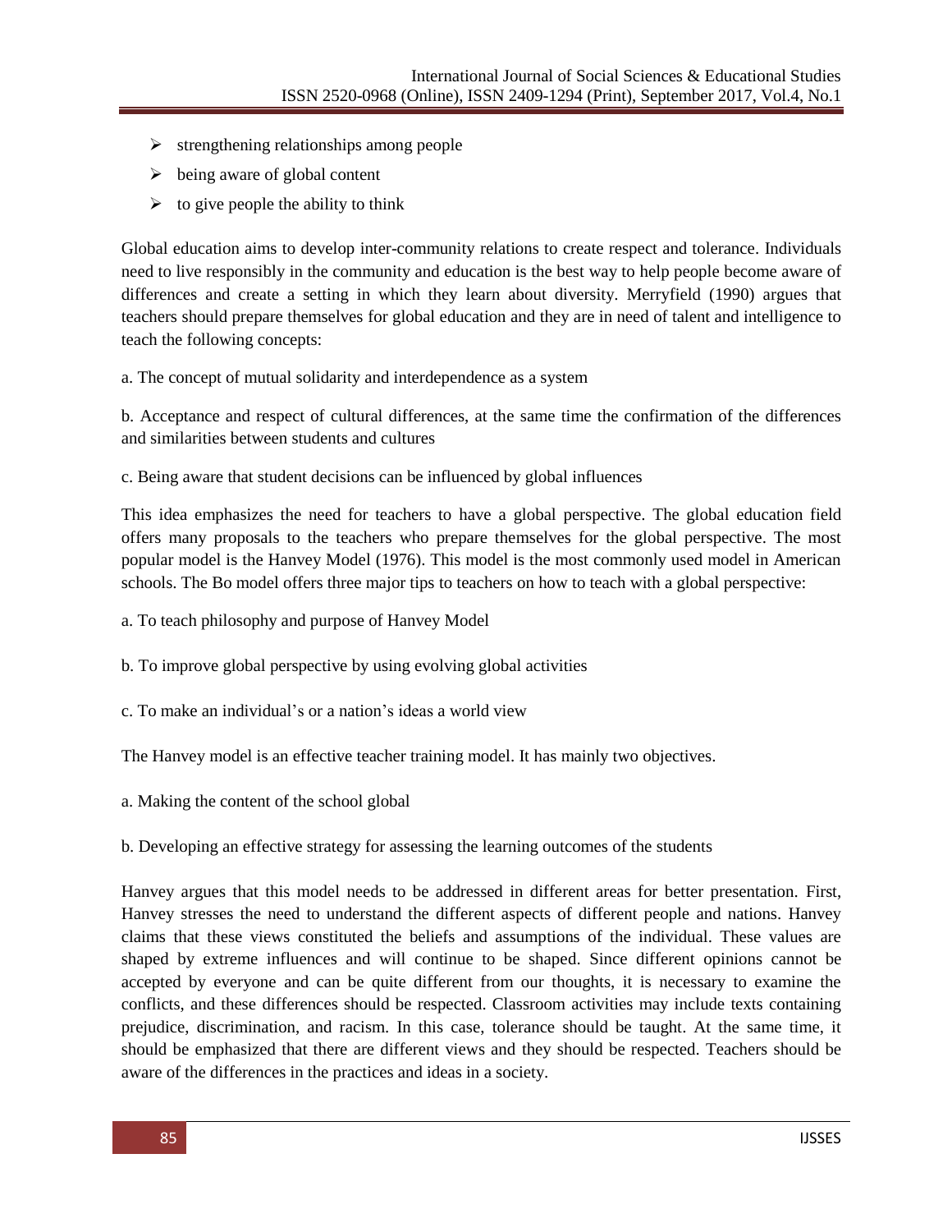- strengthening relationships among people
- being aware of global content
- to give people the ability to think

Global education aims to develop inter-community relations to create respect and tolerance. Individuals need to live responsibly in the community and education is the best way to help people become aware of differences and create a setting in which they learn about diversity. Merryfield (1990) argues that teachers should prepare themselves for global education and they are in need of talent and intelligence to teach the following concepts:

a. The concept of mutual solidarity and interdependence as a system

b. Acceptance and respect of cultural differences, at the same time the confirmation of the differences and similarities between students and cultures

c. Being aware that student decisions can be influenced by global influences

This idea emphasizes the need for teachers to have a global perspective. The global education field offers many proposals to the teachers who prepare themselves for the global perspective. The most popular model is the Hanvey Model (1976). This model is the most commonly used model in American schools. The Bo model offers three major tips to teachers on how to teach with a global perspective:

a. To teach philosophy and purpose of Hanvey Model

b. To improve global perspective by using evolving global activities

c. To make an individual's or a nation's ideas a world view

The Hanvey model is an effective teacher training model. It has mainly two objectives.

a. Making the content of the school global

b. Developing an effective strategy for assessing the learning outcomes of the students

Hanvey argues that this model needs to be addressed in different areas for better presentation. First, Hanvey stresses the need to understand the different aspects of different people and nations. Hanvey claims that these views constituted the beliefs and assumptions of the individual. These values are shaped by extreme influences and will continue to be shaped. Since different opinions cannot be accepted by everyone and can be quite different from our thoughts, it is necessary to examine the conflicts, and these differences should be respected. Classroom activities may include texts containing prejudice, discrimination, and racism. In this case, tolerance should be taught. At the same time, it should be emphasized that there are different views and they should be respected. Teachers should be aware of the differences in the practices and ideas in a society.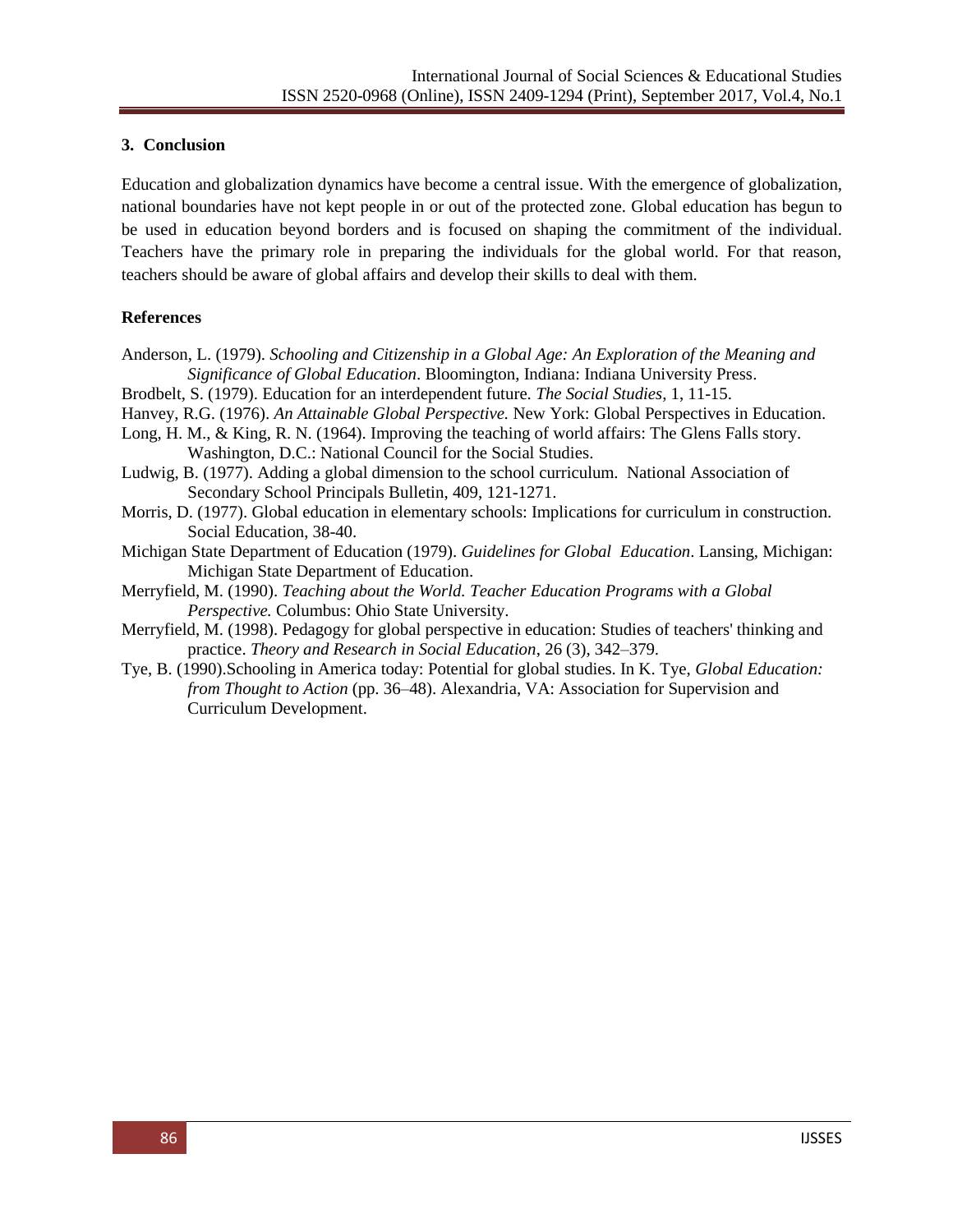### 3. Conclusion

Education and globalization dynamics have become a central issue. With the emergence of globalization, national boundaries have not kept people in or out of the protected zone. Global education has begun to be used in education beyond borders and is focused on shaping the commitment of the individual. Teachers have the primary role in preparing the individuals for the global world. For that reason, teachers should be aware of global affairs and develop their skills to deal with them.

### References

Anderson, L. (1979). *Schooling and Citizenship in a Global Age: An Exploration of the Meaning and Significance of Global Education*. Bloomington, Indiana: Indiana University Press.

Brodbelt, S. (1979). Education for an interdependent future. *The Social Studies*, 1, 11-15.

Hanvey, R.G. (1976). *An Attainable Global Perspective.* New York: Global Perspectives in Education.

Long, H. M., & King, R. N. (1964). Improving the teaching of world affairs: The Glens Falls story. Washington, D.C.: National Council for the Social Studies.

Ludwig, B. (1977). Adding a global dimension to the school curriculum. National Association of Secondary School Principals Bulletin, 409, 121-1271.

Morris, D. (1977). Global education in elementary schools: Implications for curriculum in construction. Social Education, 38-40.

Michigan State Department of Education (1979). *Guidelines for Global Education*. Lansing, Michigan: Michigan State Department of Education.

Merryfield, M. (1990). *Teaching about the World. Teacher Education Programs with a Global Perspective.* Columbus: Ohio State University.

Merryfield, M. (1998). Pedagogy for global perspective in education: Studies of teachers' thinking and practice. *Theory and Research in Social Education*, 26 (3), 342–379.

Tye, B. (1990).Schooling in America today: Potential for global studies. In K. Tye, *Global Education: from Thought to Action* (pp. 36–48). Alexandria, VA: Association for Supervision and Curriculum Development.